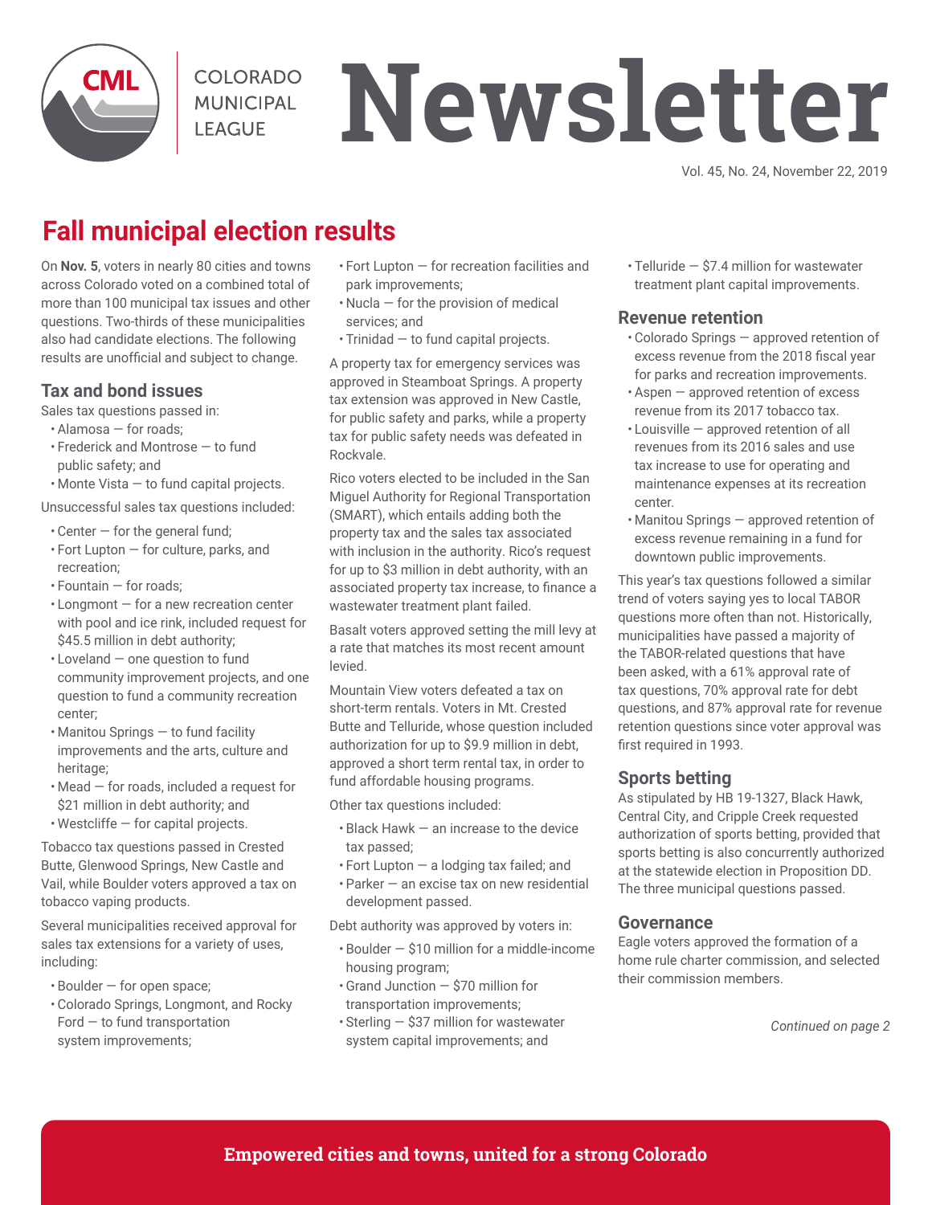# Colorado Municipal League Newsletter

Vol. 45, No. 24, November 22, 2019

## Fall municipal election results

On **Nov. 5**, voters in nearly 80 cities and towns across Colorado voted on a combined total of more than 100 municipal tax issues and other questions. Two-thirds of these municipalities also had candidate elections. The following results are unofficial and subject to change.

### Tax and bond issues

Sales tax questions passed in:

- Alamosa — for roads;
- Frederick and Montrose — to fund public safety; and
- Monte Vista — to fund capital projects.

Unsuccessful sales tax questions included:

- Center — for the general fund;
- Fort Lupton — for culture, parks, and recreation;
- Fountain — for roads;
- Longmont — for a new recreation center with pool and ice rink, included request for $45.5 million in debt authority;
- Loveland — one question to fund community improvement projects, and one question to fund a community recreation center;
- Manitou Springs — to fund facility improvements and the arts, culture and heritage;
- Mead — for roads, included a request for $21 million in debt authority; and
- Westcliffe — for capital projects.

Tobacco tax questions passed in Crested Butte, Glenwood Springs, New Castle and Vail, while Boulder voters approved a tax on tobacco vaping products.

Several municipalities received approval for sales tax extensions for a variety of uses, including:

- Boulder — for open space;
- Colorado Springs, Longmont, and Rocky Ford — to fund transportation system improvements;
- Fort Lupton — for recreation facilities and park improvements;
- Nucla — for the provision of medical services; and
- Trinidad — to fund capital projects.

A property tax for emergency services was approved in Steamboat Springs. A property tax extension was approved in New Castle, for public safety and parks, while a property tax for public safety needs was defeated in Rockvale.

Rico voters elected to be included in the San Miguel Authority for Regional Transportation (SMART), which entails adding both the property tax and the sales tax associated with inclusion in the authority. Rico's request for up to $3 million in debt authority, with an associated property tax increase, to finance a wastewater treatment plant failed.

Basalt voters approved setting the mill levy at a rate that matches its most recent amount levied.

Mountain View voters defeated a tax on short-term rentals. Voters in Mt. Crested Butte and Telluride, whose question included authorization for up to $9.9 million in debt, approved a short term rental tax, in order to fund affordable housing programs.

Other tax questions included:

- Black Hawk — an increase to the device tax passed;
- Fort Lupton — a lodging tax failed; and
- Parker — an excise tax on new residential development passed.

Debt authority was approved by voters in:

- Boulder — $10 million for a middle-income housing program;
- Grand Junction — $70 million for transportation improvements;
- Sterling — $37 million for wastewater system capital improvements; and
- Telluride — $7.4 million for wastewater treatment plant capital improvements.

### Revenue retention

- Colorado Springs — approved retention of excess revenue from the 2018 fiscal year for parks and recreation improvements.
- Aspen — approved retention of excess revenue from its 2017 tobacco tax.
- Louisville — approved retention of all revenues from its 2016 sales and use tax increase to use for operating and maintenance expenses at its recreation center.
- Manitou Springs — approved retention of excess revenue remaining in a fund for downtown public improvements.

This year's tax questions followed a similar trend of voters saying yes to local TABOR questions more often than not. Historically, municipalities have passed a majority of the TABOR-related questions that have been asked, with a 61% approval rate of tax questions, 70% approval rate for debt questions, and 87% approval rate for revenue retention questions since voter approval was first required in 1993.

### Sports betting

As stipulated by HB 19-1327, Black Hawk, Central City, and Cripple Creek requested authorization of sports betting, provided that sports betting is also concurrently authorized at the statewide election in Proposition DD. The three municipal questions passed.

### Governance

Eagle voters approved the formation of a home rule charter commission, and selected their commission members.

*Continued on page 2*

**Empowered cities and towns, united for a strong Colorado**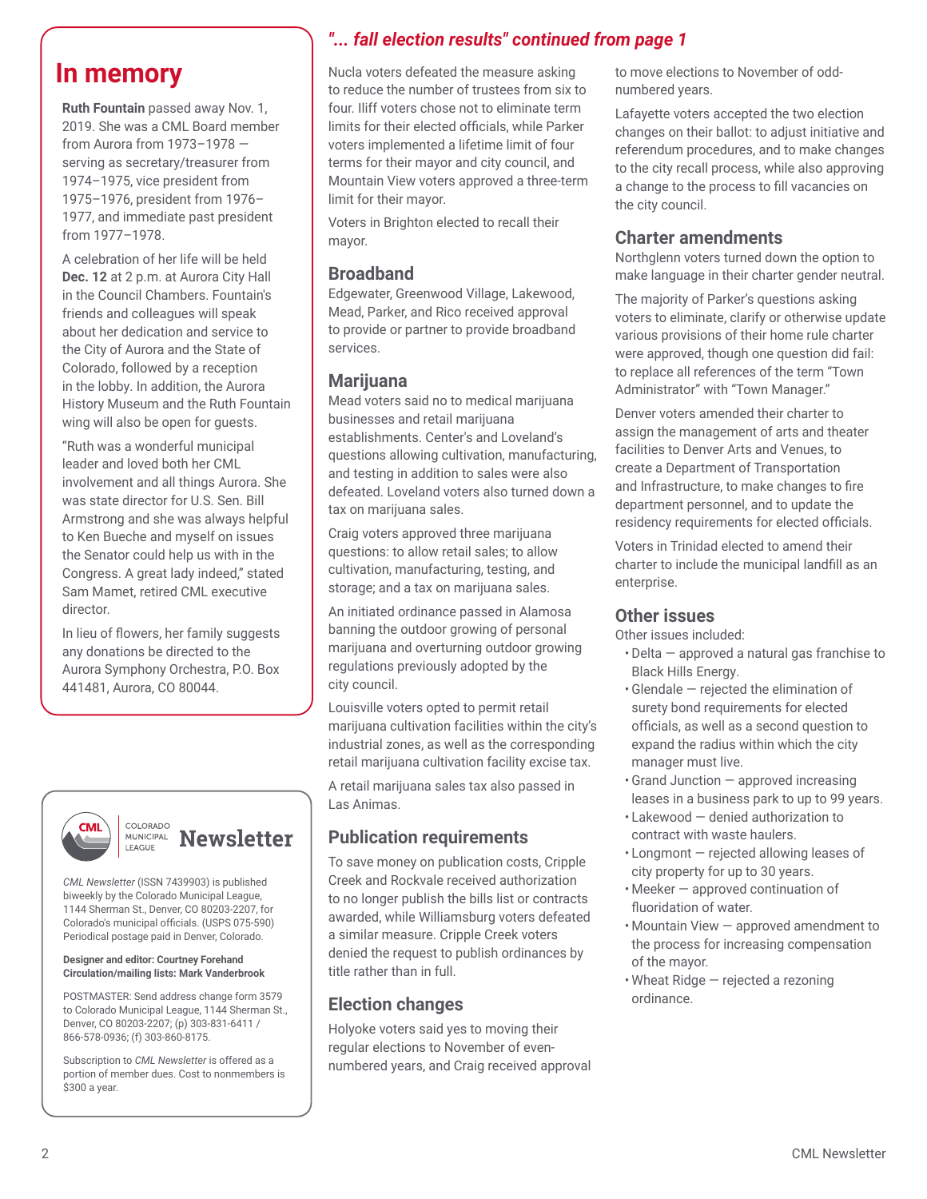## In memory

**Ruth Fountain** passed away Nov. 1, 2019. She was a CML Board member from Aurora from 1973–1978 — serving as secretary/treasurer from 1974–1975, vice president from 1975–1976, president from 1976–1977, and immediate past president from 1977–1978.

A celebration of her life will be held **Dec. 12** at 2 p.m. at Aurora City Hall in the Council Chambers. Fountain's friends and colleagues will speak about her dedication and service to the City of Aurora and the State of Colorado, followed by a reception in the lobby. In addition, the Aurora History Museum and the Ruth Fountain wing will also be open for guests.

"Ruth was a wonderful municipal leader and loved both her CML involvement and all things Aurora. She was state director for U.S. Sen. Bill Armstrong and she was always helpful to Ken Bueche and myself on issues the Senator could help us with in the Congress. A great lady indeed," stated Sam Mamet, retired CML executive director.

In lieu of flowers, her family suggests any donations be directed to the Aurora Symphony Orchestra, P.O. Box 441481, Aurora, CO 80044.

---

CML COLORADO MUNICIPAL LEAGUE **Newsletter**

*CML Newsletter* (ISSN 7439903) is published biweekly by the Colorado Municipal League, 1144 Sherman St., Denver, CO 80203-2207, for Colorado's municipal officials. (USPS 075-590) Periodical postage paid in Denver, Colorado.

**Designer and editor: Courtney Forehand**
**Circulation/mailing lists: Mark Vanderbrook**

POSTMASTER: Send address change form 3579 to Colorado Municipal League, 1144 Sherman St., Denver, CO 80203-2207; (p) 303-831-6411 / 866-578-0936; (f) 303-860-8175.

Subscription to *CML Newsletter* is offered as a portion of member dues. Cost to nonmembers is $300 a year.

---

## *"... fall election results" continued from page 1*

Nucla voters defeated the measure asking to reduce the number of trustees from six to four. Iliff voters chose not to eliminate term limits for their elected officials, while Parker voters implemented a lifetime limit of four terms for their mayor and city council, and Mountain View voters approved a three-term limit for their mayor.

Voters in Brighton elected to recall their mayor.

### Broadband

Edgewater, Greenwood Village, Lakewood, Mead, Parker, and Rico received approval to provide or partner to provide broadband services.

### Marijuana

Mead voters said no to medical marijuana businesses and retail marijuana establishments. Center's and Loveland's questions allowing cultivation, manufacturing, and testing in addition to sales were also defeated. Loveland voters also turned down a tax on marijuana sales.

Craig voters approved three marijuana questions: to allow retail sales; to allow cultivation, manufacturing, testing, and storage; and a tax on marijuana sales.

An initiated ordinance passed in Alamosa banning the outdoor growing of personal marijuana and overturning outdoor growing regulations previously adopted by the city council.

Louisville voters opted to permit retail marijuana cultivation facilities within the city's industrial zones, as well as the corresponding retail marijuana cultivation facility excise tax.

A retail marijuana sales tax also passed in Las Animas.

### Publication requirements

To save money on publication costs, Cripple Creek and Rockvale received authorization to no longer publish the bills list or contracts awarded, while Williamsburg voters defeated a similar measure. Cripple Creek voters denied the request to publish ordinances by title rather than in full.

### Election changes

Holyoke voters said yes to moving their regular elections to November of even-numbered years, and Craig received approval to move elections to November of odd-numbered years.

Lafayette voters accepted the two election changes on their ballot: to adjust initiative and referendum procedures, and to make changes to the city recall process, while also approving a change to the process to fill vacancies on the city council.

### Charter amendments

Northglenn voters turned down the option to make language in their charter gender neutral.

The majority of Parker's questions asking voters to eliminate, clarify or otherwise update various provisions of their home rule charter were approved, though one question did fail: to replace all references of the term "Town Administrator" with "Town Manager."

Denver voters amended their charter to assign the management of arts and theater facilities to Denver Arts and Venues, to create a Department of Transportation and Infrastructure, to make changes to fire department personnel, and to update the residency requirements for elected officials.

Voters in Trinidad elected to amend their charter to include the municipal landfill as an enterprise.

### Other issues

Other issues included:

- Delta — approved a natural gas franchise to Black Hills Energy.
- Glendale — rejected the elimination of surety bond requirements for elected officials, as well as a second question to expand the radius within which the city manager must live.
- Grand Junction — approved increasing leases in a business park to up to 99 years.
- Lakewood — denied authorization to contract with waste haulers.
- Longmont — rejected allowing leases of city property for up to 30 years.
- Meeker — approved continuation of fluoridation of water.
- Mountain View — approved amendment to the process for increasing compensation of the mayor.
- Wheat Ridge — rejected a rezoning ordinance.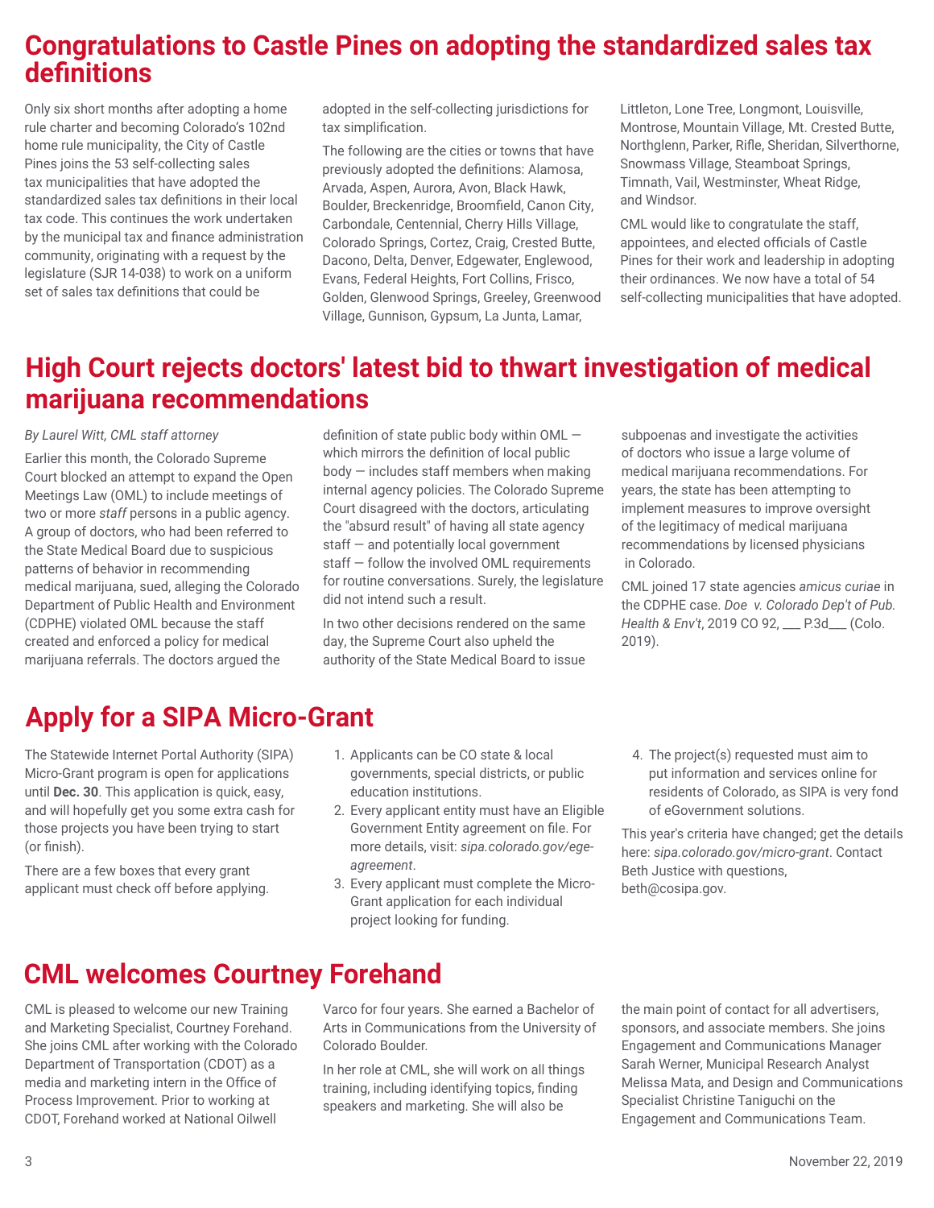## Congratulations to Castle Pines on adopting the standardized sales tax definitions

Only six short months after adopting a home rule charter and becoming Colorado's 102nd home rule municipality, the City of Castle Pines joins the 53 self-collecting sales tax municipalities that have adopted the standardized sales tax definitions in their local tax code. This continues the work undertaken by the municipal tax and finance administration community, originating with a request by the legislature (SJR 14-038) to work on a uniform set of sales tax definitions that could be adopted in the self-collecting jurisdictions for tax simplification.

The following are the cities or towns that have previously adopted the definitions: Alamosa, Arvada, Aspen, Aurora, Avon, Black Hawk, Boulder, Breckenridge, Broomfield, Canon City, Carbondale, Centennial, Cherry Hills Village, Colorado Springs, Cortez, Craig, Crested Butte, Dacono, Delta, Denver, Edgewater, Englewood, Evans, Federal Heights, Fort Collins, Frisco, Golden, Glenwood Springs, Greeley, Greenwood Village, Gunnison, Gypsum, La Junta, Lamar, Littleton, Lone Tree, Longmont, Louisville, Montrose, Mountain Village, Mt. Crested Butte, Northglenn, Parker, Rifle, Sheridan, Silverthorne, Snowmass Village, Steamboat Springs, Timnath, Vail, Westminster, Wheat Ridge, and Windsor.

CML would like to congratulate the staff, appointees, and elected officials of Castle Pines for their work and leadership in adopting their ordinances. We now have a total of 54 self-collecting municipalities that have adopted.

## High Court rejects doctors' latest bid to thwart investigation of medical marijuana recommendations

*By Laurel Witt, CML staff attorney*

Earlier this month, the Colorado Supreme Court blocked an attempt to expand the Open Meetings Law (OML) to include meetings of two or more *staff* persons in a public agency. A group of doctors, who had been referred to the State Medical Board due to suspicious patterns of behavior in recommending medical marijuana, sued, alleging the Colorado Department of Public Health and Environment (CDPHE) violated OML because the staff created and enforced a policy for medical marijuana referrals. The doctors argued the definition of state public body within OML — which mirrors the definition of local public body — includes staff members when making internal agency policies. The Colorado Supreme Court disagreed with the doctors, articulating the "absurd result" of having all state agency staff — and potentially local government staff — follow the involved OML requirements for routine conversations. Surely, the legislature did not intend such a result.

In two other decisions rendered on the same day, the Supreme Court also upheld the authority of the State Medical Board to issue subpoenas and investigate the activities of doctors who issue a large volume of medical marijuana recommendations. For years, the state has been attempting to implement measures to improve oversight of the legitimacy of medical marijuana recommendations by licensed physicians in Colorado.

CML joined 17 state agencies *amicus curiae* in the CDPHE case. *Doe v. Colorado Dep't of Pub. Health & Env't*, 2019 CO 92, ___ P.3d___ (Colo. 2019).

## Apply for a SIPA Micro-Grant

The Statewide Internet Portal Authority (SIPA) Micro-Grant program is open for applications until **Dec. 30**. This application is quick, easy, and will hopefully get you some extra cash for those projects you have been trying to start (or finish).

There are a few boxes that every grant applicant must check off before applying.

1. Applicants can be CO state & local governments, special districts, or public education institutions.
2. Every applicant entity must have an Eligible Government Entity agreement on file. For more details, visit: *sipa.colorado.gov/ege-agreement*.
3. Every applicant must complete the Micro-Grant application for each individual project looking for funding.
4. The project(s) requested must aim to put information and services online for residents of Colorado, as SIPA is very fond of eGovernment solutions.

This year's criteria have changed; get the details here: *sipa.colorado.gov/micro-grant*. Contact Beth Justice with questions, beth@cosipa.gov.

## CML welcomes Courtney Forehand

CML is pleased to welcome our new Training and Marketing Specialist, Courtney Forehand. She joins CML after working with the Colorado Department of Transportation (CDOT) as a media and marketing intern in the Office of Process Improvement. Prior to working at CDOT, Forehand worked at National Oilwell Varco for four years. She earned a Bachelor of Arts in Communications from the University of Colorado Boulder.

In her role at CML, she will work on all things training, including identifying topics, finding speakers and marketing. She will also be the main point of contact for all advertisers, sponsors, and associate members. She joins Engagement and Communications Manager Sarah Werner, Municipal Research Analyst Melissa Mata, and Design and Communications Specialist Christine Taniguchi on the Engagement and Communications Team.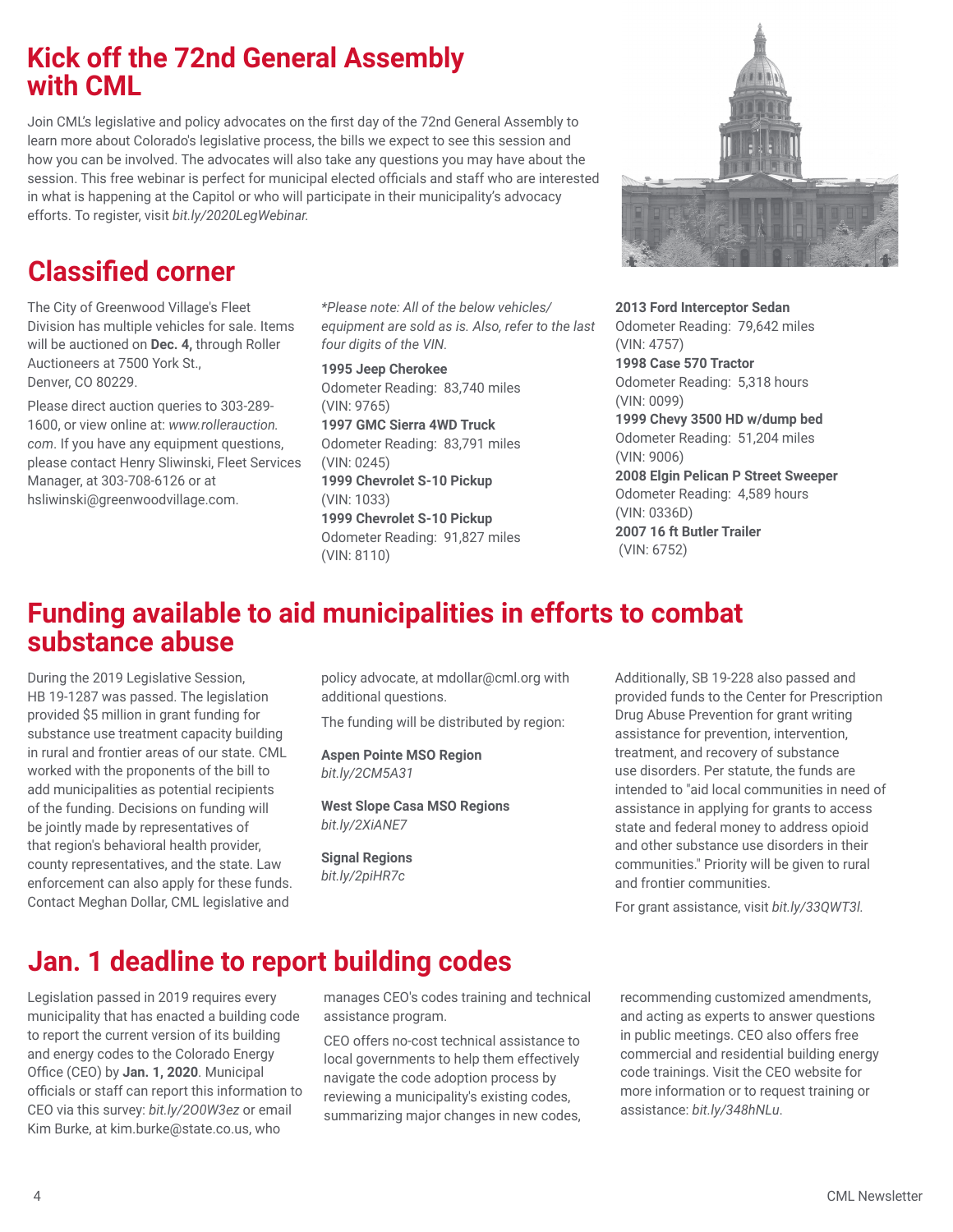## Kick off the 72nd General Assembly with CML

Join CML's legislative and policy advocates on the first day of the 72nd General Assembly to learn more about Colorado's legislative process, the bills we expect to see this session and how you can be involved. The advocates will also take any questions you may have about the session. This free webinar is perfect for municipal elected officials and staff who are interested in what is happening at the Capitol or who will participate in their municipality's advocacy efforts. To register, visit *bit.ly/2020LegWebinar.*

## Classified corner

The City of Greenwood Village's Fleet Division has multiple vehicles for sale. Items will be auctioned on **Dec. 4,** through Roller Auctioneers at 7500 York St., Denver, CO 80229.

Please direct auction queries to 303-289-1600, or view online at: *www.rollerauction.com*. If you have any equipment questions, please contact Henry Sliwinski, Fleet Services Manager, at 303-708-6126 or at hsliwinski@greenwoodvillage.com.

*\*Please note: All of the below vehicles/equipment are sold as is. Also, refer to the last four digits of the VIN.*

**1995 Jeep Cherokee**
Odometer Reading: 83,740 miles
(VIN: 9765)

**1997 GMC Sierra 4WD Truck**
Odometer Reading: 83,791 miles
(VIN: 0245)

**1999 Chevrolet S-10 Pickup**
(VIN: 1033)

**1999 Chevrolet S-10 Pickup**
Odometer Reading: 91,827 miles
(VIN: 8110)

**2013 Ford Interceptor Sedan**
Odometer Reading: 79,642 miles
(VIN: 4757)

**1998 Case 570 Tractor**
Odometer Reading: 5,318 hours
(VIN: 0099)

**1999 Chevy 3500 HD w/dump bed**
Odometer Reading: 51,204 miles
(VIN: 9006)

**2008 Elgin Pelican P Street Sweeper**
Odometer Reading: 4,589 hours
(VIN: 0336D)

**2007 16 ft Butler Trailer**
(VIN: 6752)

## Funding available to aid municipalities in efforts to combat substance abuse

During the 2019 Legislative Session, HB 19-1287 was passed. The legislation provided $5 million in grant funding for substance use treatment capacity building in rural and frontier areas of our state. CML worked with the proponents of the bill to add municipalities as potential recipients of the funding. Decisions on funding will be jointly made by representatives of that region's behavioral health provider, county representatives, and the state. Law enforcement can also apply for these funds. Contact Meghan Dollar, CML legislative and policy advocate, at mdollar@cml.org with additional questions.

The funding will be distributed by region:

**Aspen Pointe MSO Region**
*bit.ly/2CM5A31*

**West Slope Casa MSO Regions**
*bit.ly/2XiANE7*

**Signal Regions**
*bit.ly/2piHR7c*

Additionally, SB 19-228 also passed and provided funds to the Center for Prescription Drug Abuse Prevention for grant writing assistance for prevention, intervention, treatment, and recovery of substance use disorders. Per statute, the funds are intended to "aid local communities in need of assistance in applying for grants to access state and federal money to address opioid and other substance use disorders in their communities." Priority will be given to rural and frontier communities.

For grant assistance, visit *bit.ly/33QWT3l.*

## Jan. 1 deadline to report building codes

Legislation passed in 2019 requires every municipality that has enacted a building code to report the current version of its building and energy codes to the Colorado Energy Office (CEO) by **Jan. 1, 2020**. Municipal officials or staff can report this information to CEO via this survey: *bit.ly/2O0W3ez* or email Kim Burke, at kim.burke@state.co.us, who manages CEO's codes training and technical assistance program.

CEO offers no-cost technical assistance to local governments to help them effectively navigate the code adoption process by reviewing a municipality's existing codes, summarizing major changes in new codes, recommending customized amendments, and acting as experts to answer questions in public meetings. CEO also offers free commercial and residential building energy code trainings. Visit the CEO website for more information or to request training or assistance: *bit.ly/348hNLu*.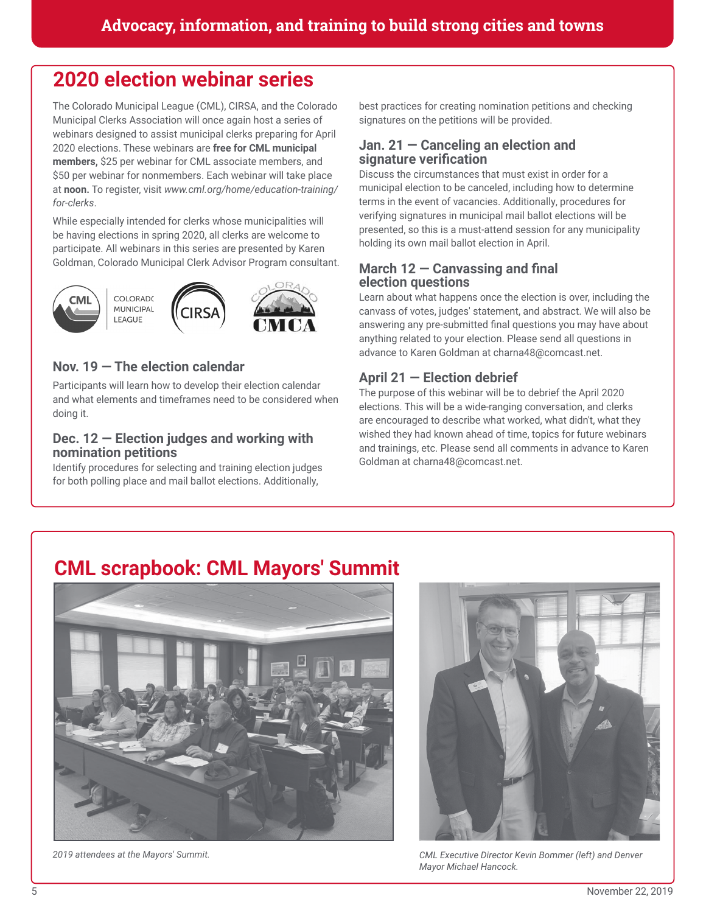Advocacy, information, and training to build strong cities and towns

## 2020 election webinar series

The Colorado Municipal League (CML), CIRSA, and the Colorado Municipal Clerks Association will once again host a series of webinars designed to assist municipal clerks preparing for April 2020 elections. These webinars are **free for CML municipal members,** $25 per webinar for CML associate members, and $50 per webinar for nonmembers. Each webinar will take place at **noon.** To register, visit *www.cml.org/home/education-training/for-clerks*.

While especially intended for clerks whose municipalities will be having elections in spring 2020, all clerks are welcome to participate. All webinars in this series are presented by Karen Goldman, Colorado Municipal Clerk Advisor Program consultant.

### Nov. 19 — The election calendar

Participants will learn how to develop their election calendar and what elements and timeframes need to be considered when doing it.

### Dec. 12 — Election judges and working with nomination petitions

Identify procedures for selecting and training election judges for both polling place and mail ballot elections. Additionally, best practices for creating nomination petitions and checking signatures on the petitions will be provided.

### Jan. 21 — Canceling an election and signature verification

Discuss the circumstances that must exist in order for a municipal election to be canceled, including how to determine terms in the event of vacancies. Additionally, procedures for verifying signatures in municipal mail ballot elections will be presented, so this is a must-attend session for any municipality holding its own mail ballot election in April.

### March 12 — Canvassing and final election questions

Learn about what happens once the election is over, including the canvass of votes, judges' statement, and abstract. We will also be answering any pre-submitted final questions you may have about anything related to your election. Please send all questions in advance to Karen Goldman at charna48@comcast.net.

### April 21 — Election debrief

The purpose of this webinar will be to debrief the April 2020 elections. This will be a wide-ranging conversation, and clerks are encouraged to describe what worked, what didn't, what they wished they had known ahead of time, topics for future webinars and trainings, etc. Please send all comments in advance to Karen Goldman at charna48@comcast.net.

## CML scrapbook: CML Mayors' Summit

*2019 attendees at the Mayors' Summit.*

*CML Executive Director Kevin Bommer (left) and Denver Mayor Michael Hancock.*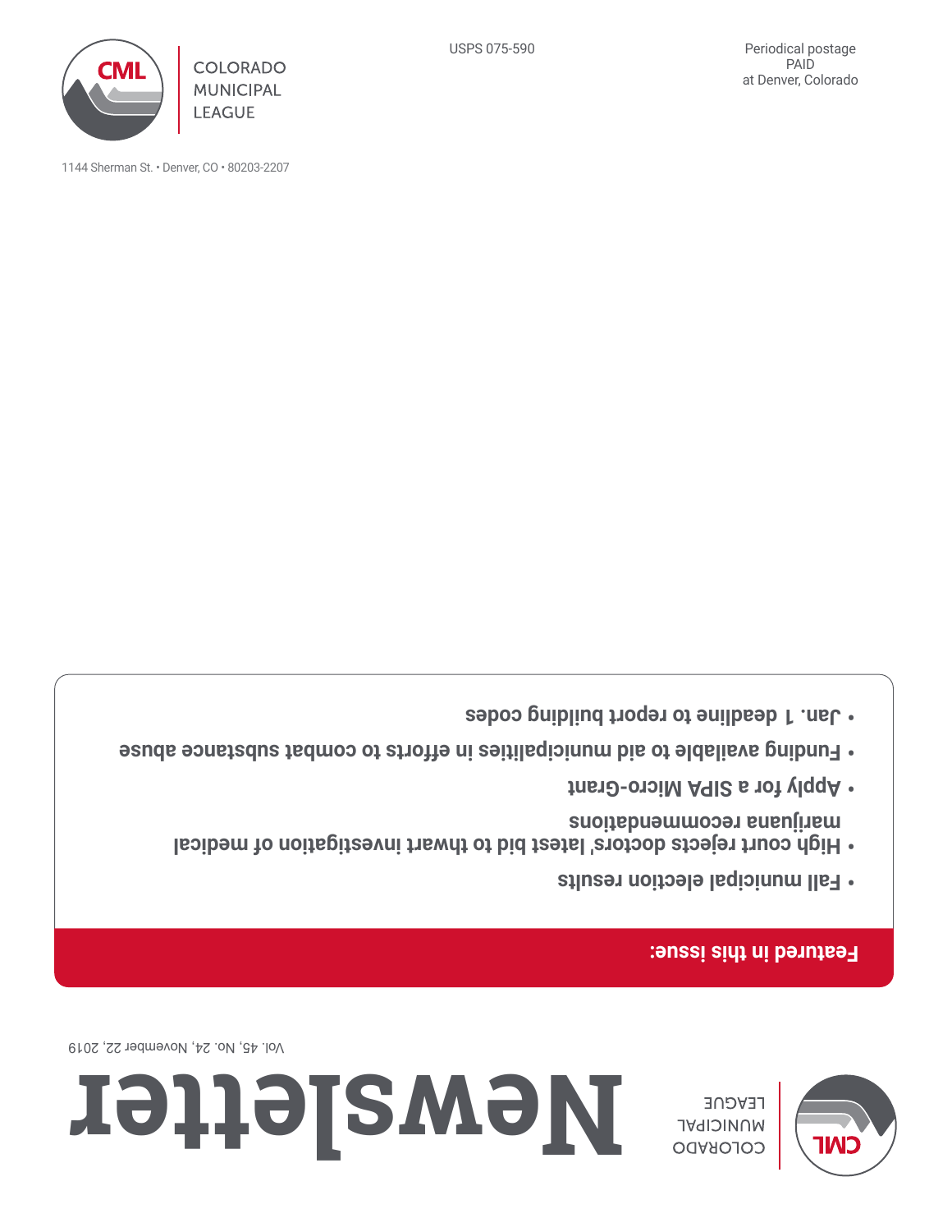COLORADO MUNICIPAL LEAGUE

1144 Sherman St. • Denver, CO • 80203-2207

USPS 075-590

Periodical postage PAID at Denver, Colorado

# Newsletter

Vol. 45, No. 24, November 22, 2019

COLORADO MUNICIPAL LEAGUE

**Featured in this issue:**

- **Fall municipal election results**
- **High court rejects doctors' latest bid to thwart investigation of medical marijuana recommendations**
- **Apply for a SIPA Micro-Grant**
- **Funding available to aid municipalities in efforts to combat substance abuse**
- **Jan. 1 deadline to report building codes**